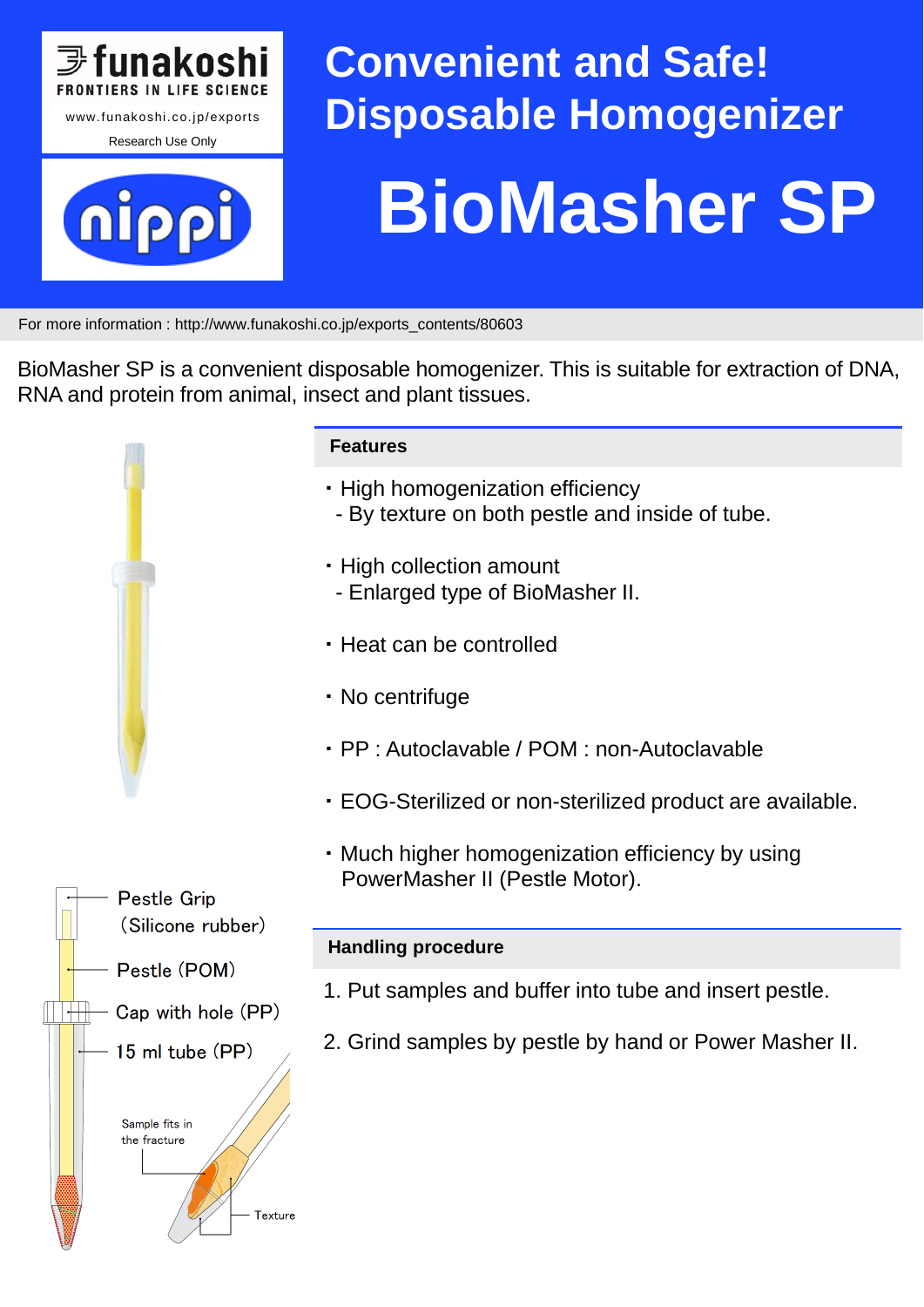funakoshi
FRONTIERS IN LIFE SCIENCE
www.funakoshi.co.jp/exports
Research Use Only

nippi

# Convenient and Safe! Disposable Homogenizer

# BioMasher SP

For more information : http://www.funakoshi.co.jp/exports_contents/80603

BioMasher SP is a convenient disposable homogenizer. This is suitable for extraction of DNA, RNA and protein from animal, insect and plant tissues.

Pestle Grip (Silicone rubber)

Pestle (POM)

Cap with hole (PP)

15 ml tube (PP)

Sample fits in the fracture

Texture

## Features

- High homogenization efficiency
  - By texture on both pestle and inside of tube.
- High collection amount
  - Enlarged type of BioMasher II.
- Heat can be controlled
- No centrifuge
- PP : Autoclavable / POM : non-Autoclavable
- EOG-Sterilized or non-sterilized product are available.
- Much higher homogenization efficiency by using PowerMasher II (Pestle Motor).

## Handling procedure

1. Put samples and buffer into tube and insert pestle.
2. Grind samples by pestle by hand or Power Masher II.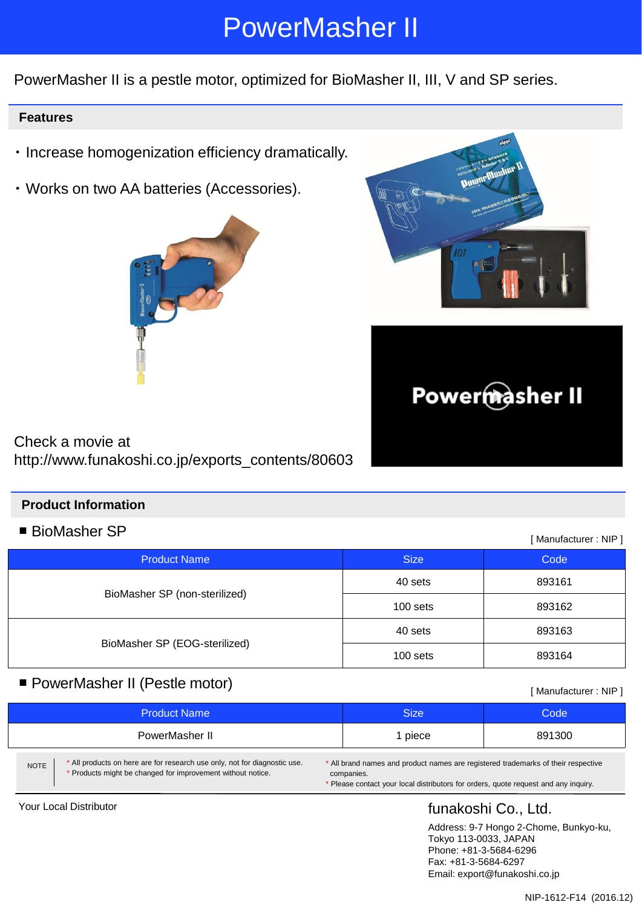# PowerMasher II

PowerMasher II is a pestle motor, optimized for BioMasher II, III, V and SP series.

## Features

- Increase homogenization efficiency dramatically.
- Works on two AA batteries (Accessories).

Check a movie at
http://www.funakoshi.co.jp/exports_contents/80603

## Product Information

### ■ BioMasher SP

[ Manufacturer : NIP ]

| Product Name | Size | Code |
|---|---|---|
| BioMasher SP (non-sterilized) | 40 sets | 893161 |
| | 100 sets | 893162 |
| BioMasher SP (EOG-sterilized) | 40 sets | 893163 |
| | 100 sets | 893164 |

### ■ PowerMasher II (Pestle motor)

[ Manufacturer : NIP ]

| Product Name | Size | Code |
|---|---|---|
| PowerMasher II | 1 piece | 891300 |

NOTE

* All products on here are for research use only, not for diagnostic use.
* Products might be changed for improvement without notice.
* All brand names and product names are registered trademarks of their respective companies.
* Please contact your local distributors for orders, quote request and any inquiry.

Your Local Distributor

**funakoshi Co., Ltd.**

Address: 9-7 Hongo 2-Chome, Bunkyo-ku, Tokyo 113-0033, JAPAN
Phone: +81-3-5684-6296
Fax: +81-3-5684-6297
Email: export@funakoshi.co.jp

NIP-1612-F14 (2016.12)